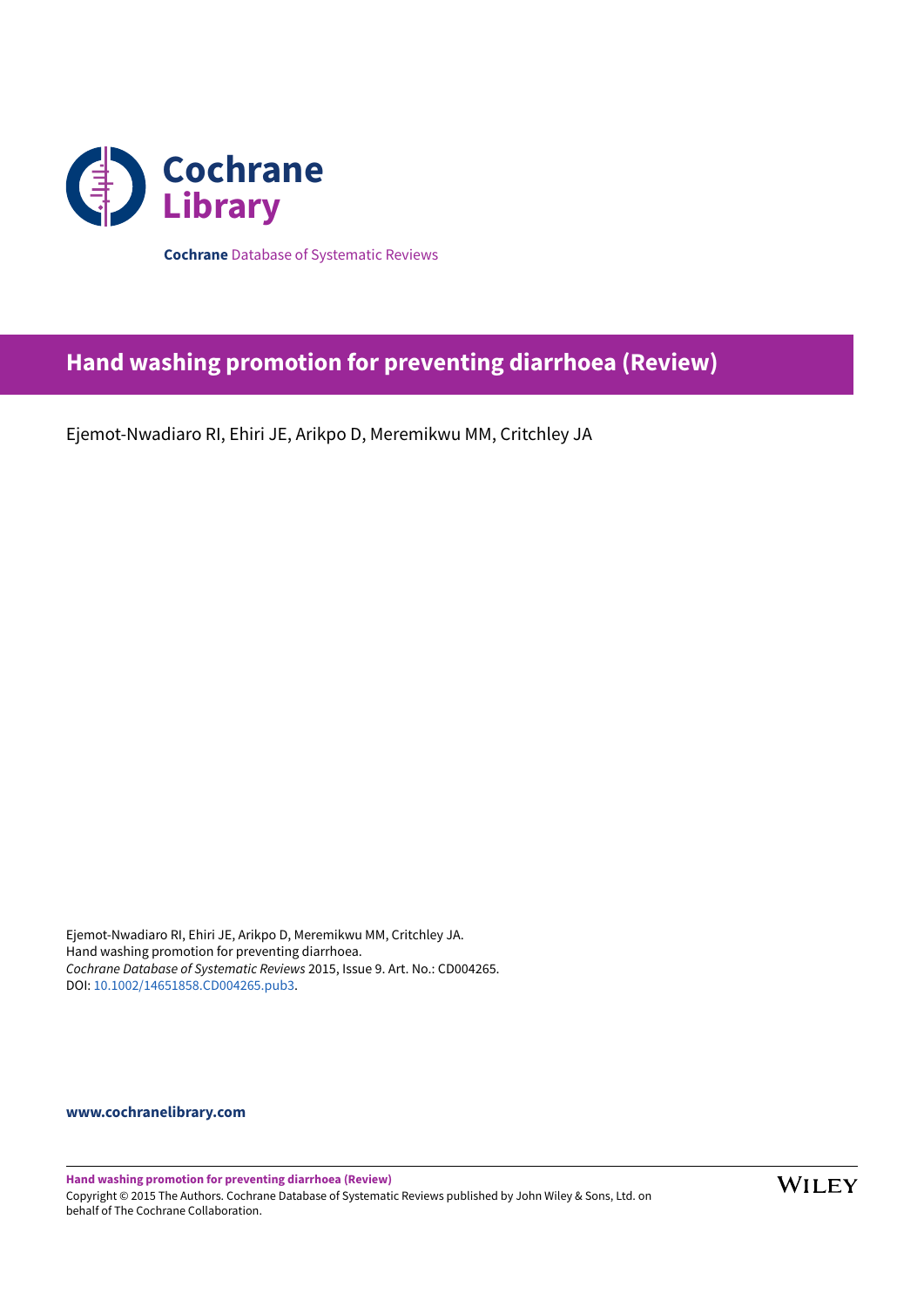Cochrane Library

**Cochrane** Database of Systematic Reviews

# Hand washing promotion for preventing diarrhoea (Review)

Ejemot-Nwadiaro RI, Ehiri JE, Arikpo D, Meremikwu MM, Critchley JA

Ejemot-Nwadiaro RI, Ehiri JE, Arikpo D, Meremikwu MM, Critchley JA.
Hand washing promotion for preventing diarrhoea.
*Cochrane Database of Systematic Reviews* 2015, Issue 9. Art. No.: CD004265.
DOI: 10.1002/14651858.CD004265.pub3.

**www.cochranelibrary.com**

**Hand washing promotion for preventing diarrhoea (Review)**
Copyright © 2015 The Authors. Cochrane Database of Systematic Reviews published by John Wiley & Sons, Ltd. on behalf of The Cochrane Collaboration.

WILEY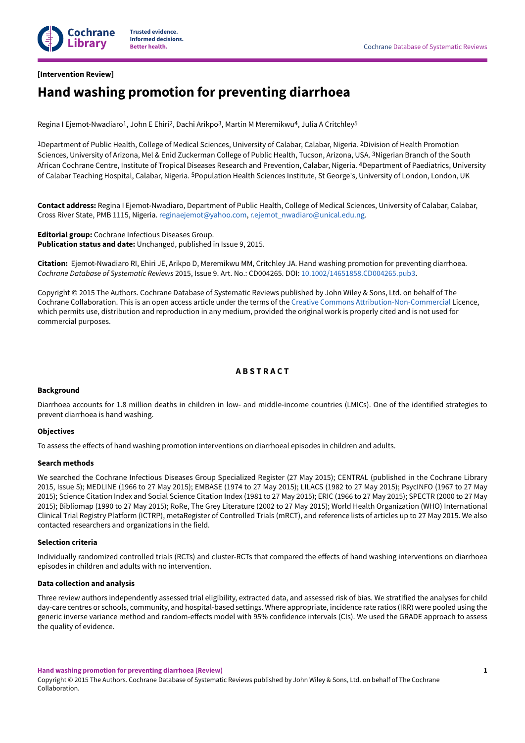**[Intervention Review]**

# Hand washing promotion for preventing diarrhoea

Regina I Ejemot-Nwadiaro[1], John E Ehiri[2], Dachi Arikpo[3], Martin M Meremikwu[4], Julia A Critchley[5]

[1]Department of Public Health, College of Medical Sciences, University of Calabar, Calabar, Nigeria. [2]Division of Health Promotion Sciences, University of Arizona, Mel & Enid Zuckerman College of Public Health, Tucson, Arizona, USA. [3]Nigerian Branch of the South African Cochrane Centre, Institute of Tropical Diseases Research and Prevention, Calabar, Nigeria. [4]Department of Paediatrics, University of Calabar Teaching Hospital, Calabar, Nigeria. [5]Population Health Sciences Institute, St George's, University of London, London, UK

**Contact address:** Regina I Ejemot-Nwadiaro, Department of Public Health, College of Medical Sciences, University of Calabar, Calabar, Cross River State, PMB 1115, Nigeria. reginaejemot@yahoo.com, r.ejemot_nwadiaro@unical.edu.ng.

**Editorial group:** Cochrane Infectious Diseases Group.
**Publication status and date:** Unchanged, published in Issue 9, 2015.

**Citation:** Ejemot-Nwadiaro RI, Ehiri JE, Arikpo D, Meremikwu MM, Critchley JA. Hand washing promotion for preventing diarrhoea. *Cochrane Database of Systematic Reviews* 2015, Issue 9. Art. No.: CD004265. DOI: 10.1002/14651858.CD004265.pub3.

Copyright © 2015 The Authors. Cochrane Database of Systematic Reviews published by John Wiley & Sons, Ltd. on behalf of The Cochrane Collaboration. This is an open access article under the terms of the Creative Commons Attribution-Non-Commercial Licence, which permits use, distribution and reproduction in any medium, provided the original work is properly cited and is not used for commercial purposes.

## ABSTRACT

### Background

Diarrhoea accounts for 1.8 million deaths in children in low- and middle-income countries (LMICs). One of the identified strategies to prevent diarrhoea is hand washing.

### Objectives

To assess the effects of hand washing promotion interventions on diarrhoeal episodes in children and adults.

### Search methods

We searched the Cochrane Infectious Diseases Group Specialized Register (27 May 2015); CENTRAL (published in the Cochrane Library 2015, Issue 5); MEDLINE (1966 to 27 May 2015); EMBASE (1974 to 27 May 2015); LILACS (1982 to 27 May 2015); PsycINFO (1967 to 27 May 2015); Science Citation Index and Social Science Citation Index (1981 to 27 May 2015); ERIC (1966 to 27 May 2015); SPECTR (2000 to 27 May 2015); Bibliomap (1990 to 27 May 2015); RoRe, The Grey Literature (2002 to 27 May 2015); World Health Organization (WHO) International Clinical Trial Registry Platform (ICTRP), metaRegister of Controlled Trials (mRCT), and reference lists of articles up to 27 May 2015. We also contacted researchers and organizations in the field.

### Selection criteria

Individually randomized controlled trials (RCTs) and cluster-RCTs that compared the effects of hand washing interventions on diarrhoea episodes in children and adults with no intervention.

### Data collection and analysis

Three review authors independently assessed trial eligibility, extracted data, and assessed risk of bias. We stratified the analyses for child day-care centres or schools, community, and hospital-based settings. Where appropriate, incidence rate ratios (IRR) were pooled using the generic inverse variance method and random-effects model with 95% confidence intervals (CIs). We used the GRADE approach to assess the quality of evidence.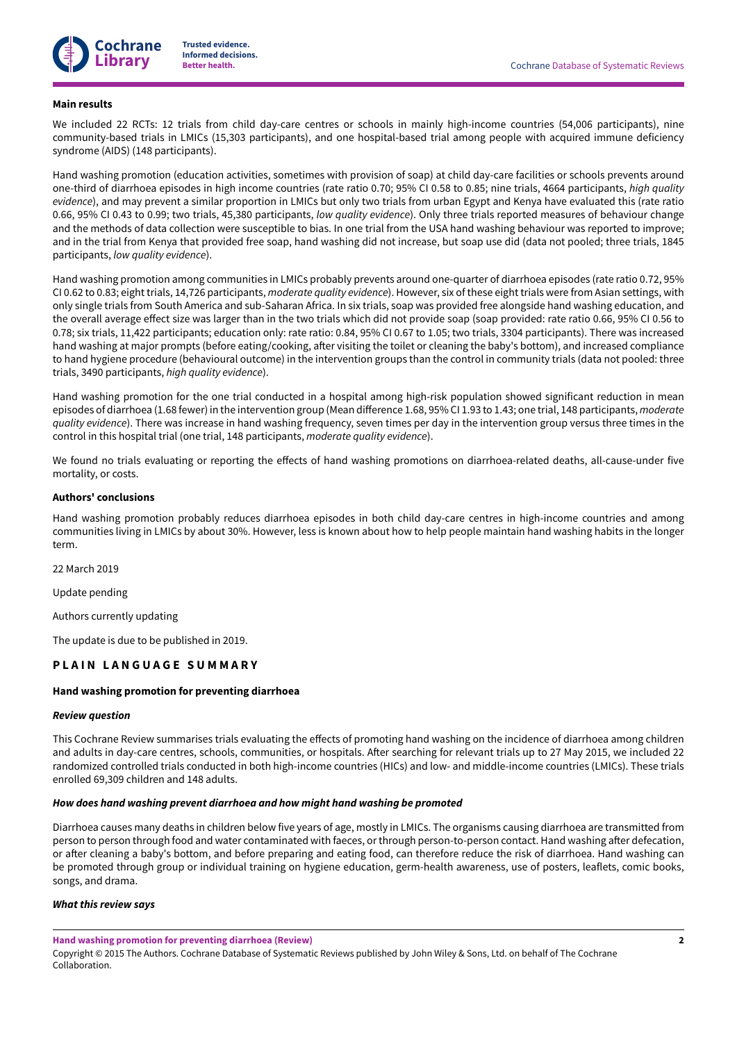### Main results

We included 22 RCTs: 12 trials from child day-care centres or schools in mainly high-income countries (54,006 participants), nine community-based trials in LMICs (15,303 participants), and one hospital-based trial among people with acquired immune deficiency syndrome (AIDS) (148 participants).

Hand washing promotion (education activities, sometimes with provision of soap) at child day-care facilities or schools prevents around one-third of diarrhoea episodes in high income countries (rate ratio 0.70; 95% CI 0.58 to 0.85; nine trials, 4664 participants, *high quality evidence*), and may prevent a similar proportion in LMICs but only two trials from urban Egypt and Kenya have evaluated this (rate ratio 0.66, 95% CI 0.43 to 0.99; two trials, 45,380 participants, *low quality evidence*). Only three trials reported measures of behaviour change and the methods of data collection were susceptible to bias. In one trial from the USA hand washing behaviour was reported to improve; and in the trial from Kenya that provided free soap, hand washing did not increase, but soap use did (data not pooled; three trials, 1845 participants, *low quality evidence*).

Hand washing promotion among communities in LMICs probably prevents around one-quarter of diarrhoea episodes (rate ratio 0.72, 95% CI 0.62 to 0.83; eight trials, 14,726 participants, *moderate quality evidence*). However, six of these eight trials were from Asian settings, with only single trials from South America and sub-Saharan Africa. In six trials, soap was provided free alongside hand washing education, and the overall average effect size was larger than in the two trials which did not provide soap (soap provided: rate ratio 0.66, 95% CI 0.56 to 0.78; six trials, 11,422 participants; education only: rate ratio: 0.84, 95% CI 0.67 to 1.05; two trials, 3304 participants). There was increased hand washing at major prompts (before eating/cooking, after visiting the toilet or cleaning the baby's bottom), and increased compliance to hand hygiene procedure (behavioural outcome) in the intervention groups than the control in community trials (data not pooled: three trials, 3490 participants, *high quality evidence*).

Hand washing promotion for the one trial conducted in a hospital among high-risk population showed significant reduction in mean episodes of diarrhoea (1.68 fewer) in the intervention group (Mean difference 1.68, 95% CI 1.93 to 1.43; one trial, 148 participants, *moderate quality evidence*). There was increase in hand washing frequency, seven times per day in the intervention group versus three times in the control in this hospital trial (one trial, 148 participants, *moderate quality evidence*).

We found no trials evaluating or reporting the effects of hand washing promotions on diarrhoea-related deaths, all-cause-under five mortality, or costs.

### Authors' conclusions

Hand washing promotion probably reduces diarrhoea episodes in both child day-care centres in high-income countries and among communities living in LMICs by about 30%. However, less is known about how to help people maintain hand washing habits in the longer term.

22 March 2019

Update pending

Authors currently updating

The update is due to be published in 2019.

## PLAIN LANGUAGE SUMMARY

### Hand washing promotion for preventing diarrhoea

#### *Review question*

This Cochrane Review summarises trials evaluating the effects of promoting hand washing on the incidence of diarrhoea among children and adults in day-care centres, schools, communities, or hospitals. After searching for relevant trials up to 27 May 2015, we included 22 randomized controlled trials conducted in both high-income countries (HICs) and low- and middle-income countries (LMICs). These trials enrolled 69,309 children and 148 adults.

#### *How does hand washing prevent diarrhoea and how might hand washing be promoted*

Diarrhoea causes many deaths in children below five years of age, mostly in LMICs. The organisms causing diarrhoea are transmitted from person to person through food and water contaminated with faeces, or through person-to-person contact. Hand washing after defecation, or after cleaning a baby's bottom, and before preparing and eating food, can therefore reduce the risk of diarrhoea. Hand washing can be promoted through group or individual training on hygiene education, germ-health awareness, use of posters, leaflets, comic books, songs, and drama.

#### *What this review says*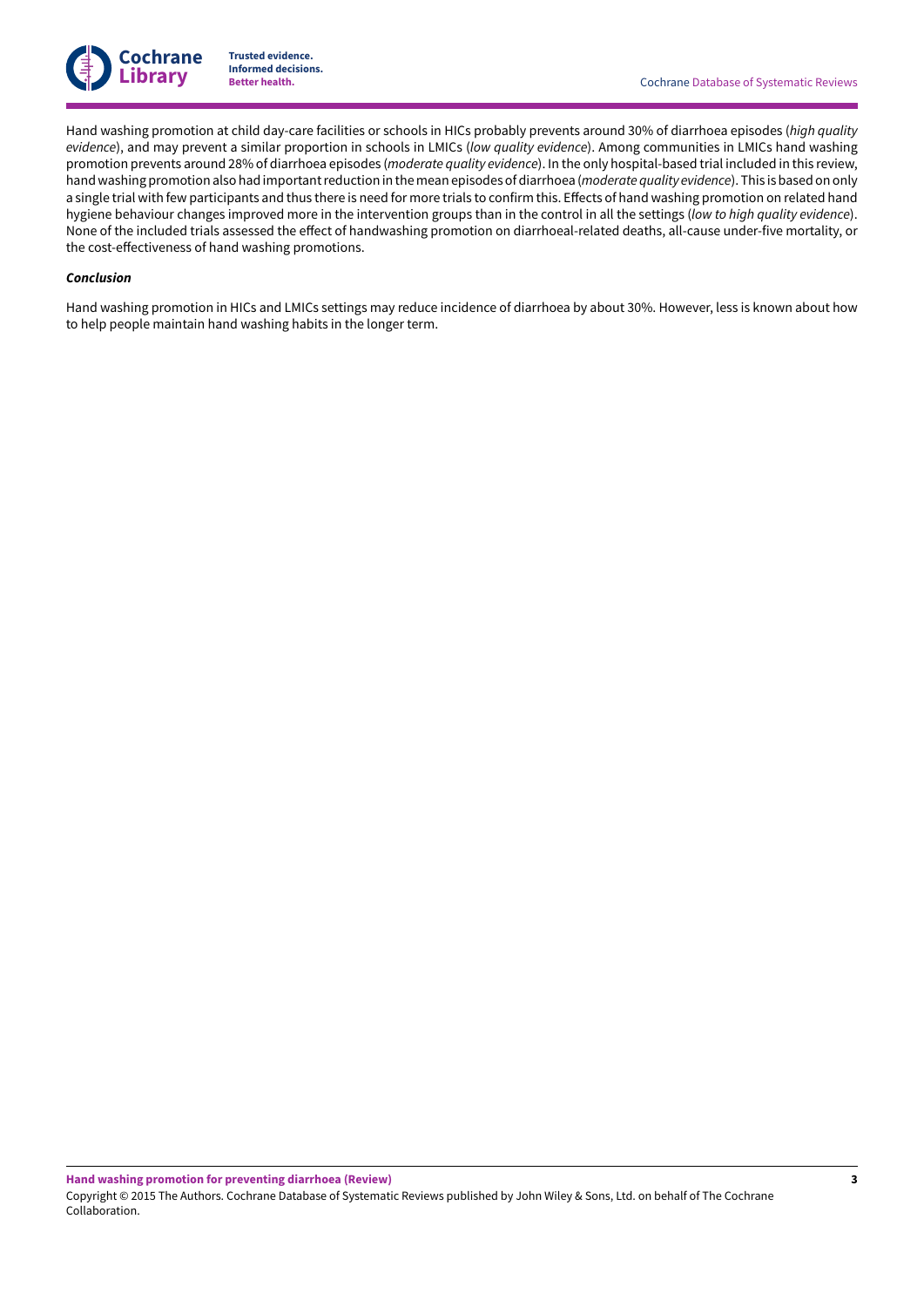Hand washing promotion at child day-care facilities or schools in HICs probably prevents around 30% of diarrhoea episodes (*high quality evidence*), and may prevent a similar proportion in schools in LMICs (*low quality evidence*). Among communities in LMICs hand washing promotion prevents around 28% of diarrhoea episodes (*moderate quality evidence*). In the only hospital-based trial included in this review, hand washing promotion also had important reduction in the mean episodes of diarrhoea (*moderate quality evidence*). This is based on only a single trial with few participants and thus there is need for more trials to confirm this. Effects of hand washing promotion on related hand hygiene behaviour changes improved more in the intervention groups than in the control in all the settings (*low to high quality evidence*). None of the included trials assessed the effect of handwashing promotion on diarrhoeal-related deaths, all-cause under-five mortality, or the cost-effectiveness of hand washing promotions.

***Conclusion***

Hand washing promotion in HICs and LMICs settings may reduce incidence of diarrhoea by about 30%. However, less is known about how to help people maintain hand washing habits in the longer term.